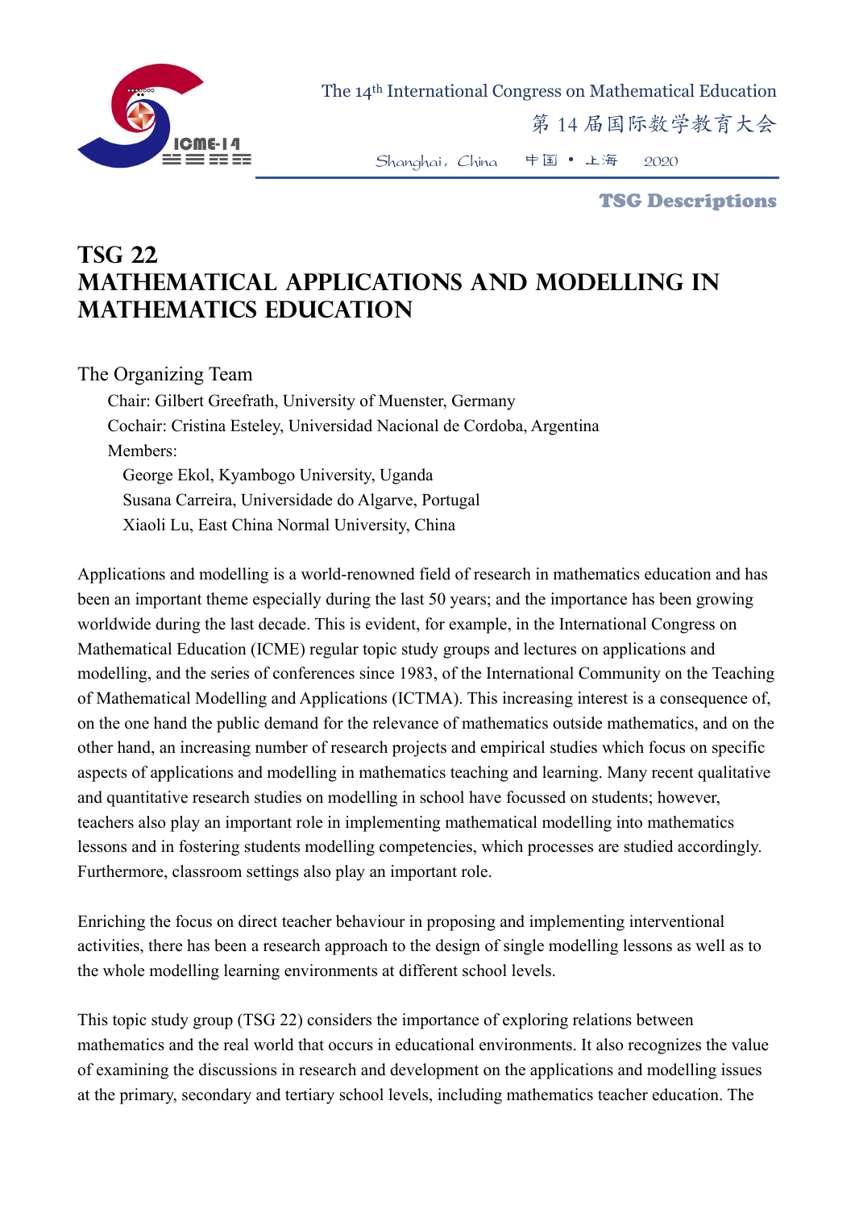# TSG 22
# MATHEMATICAL APPLICATIONS AND MODELLING IN MATHEMATICS EDUCATION

The Organizing Team

Chair: Gilbert Greefrath, University of Muenster, Germany
Cochair: Cristina Esteley, Universidad Nacional de Cordoba, Argentina
Members:
George Ekol, Kyambogo University, Uganda
Susana Carreira, Universidade do Algarve, Portugal
Xiaoli Lu, East China Normal University, China

Applications and modelling is a world-renowned field of research in mathematics education and has been an important theme especially during the last 50 years; and the importance has been growing worldwide during the last decade. This is evident, for example, in the International Congress on Mathematical Education (ICME) regular topic study groups and lectures on applications and modelling, and the series of conferences since 1983, of the International Community on the Teaching of Mathematical Modelling and Applications (ICTMA). This increasing interest is a consequence of, on the one hand the public demand for the relevance of mathematics outside mathematics, and on the other hand, an increasing number of research projects and empirical studies which focus on specific aspects of applications and modelling in mathematics teaching and learning. Many recent qualitative and quantitative research studies on modelling in school have focussed on students; however, teachers also play an important role in implementing mathematical modelling into mathematics lessons and in fostering students modelling competencies, which processes are studied accordingly. Furthermore, classroom settings also play an important role.

Enriching the focus on direct teacher behaviour in proposing and implementing interventional activities, there has been a research approach to the design of single modelling lessons as well as to the whole modelling learning environments at different school levels.

This topic study group (TSG 22) considers the importance of exploring relations between mathematics and the real world that occurs in educational environments. It also recognizes the value of examining the discussions in research and development on the applications and modelling issues at the primary, secondary and tertiary school levels, including mathematics teacher education. The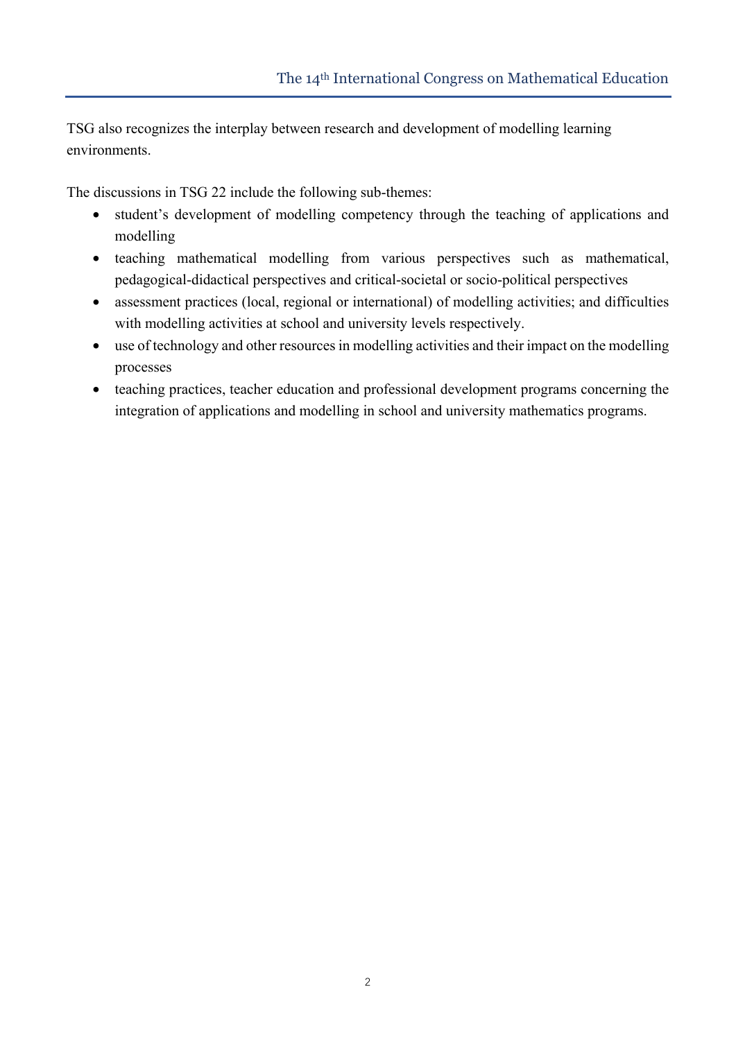TSG also recognizes the interplay between research and development of modelling learning environments.

The discussions in TSG 22 include the following sub-themes:

- student's development of modelling competency through the teaching of applications and modelling
- teaching mathematical modelling from various perspectives such as mathematical, pedagogical-didactical perspectives and critical-societal or socio-political perspectives
- assessment practices (local, regional or international) of modelling activities; and difficulties with modelling activities at school and university levels respectively.
- use of technology and other resources in modelling activities and their impact on the modelling processes
- teaching practices, teacher education and professional development programs concerning the integration of applications and modelling in school and university mathematics programs.